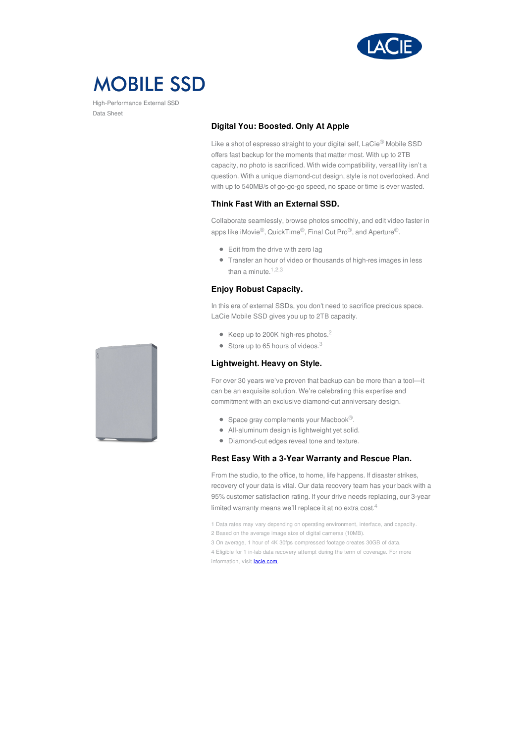# MOBILE SSD

High-Performance External SSD

Data Sheet

## Digital You: Boosted. Only At Apple

Like a shot of espresso straight to your digital self, LaCie® Mobile SSD offers fast backup for the moments that matter most. With up to 2TB capacity, no photo is sacrificed. With wide compatibility, versatility isn't a question. With a unique diamond-cut design, style is not overlooked. And with up to 540MB/s of go-go-go speed, no space or time is ever wasted.

## Think Fast With an External SSD.

Collaborate seamlessly, browse photos smoothly, and edit video faster in apps like iMovie®, QuickTime®, Final Cut Pro®, and Aperture®.

- Edit from the drive with zero lag
- Transfer an hour of video or thousands of high-res images in less than a minute.[1,2,3]

## Enjoy Robust Capacity.

In this era of external SSDs, you don't need to sacrifice precious space. LaCie Mobile SSD gives you up to 2TB capacity.

- Keep up to 200K high-res photos.[2]
- Store up to 65 hours of videos.[3]

## Lightweight. Heavy on Style.

For over 30 years we've proven that backup can be more than a tool—it can be an exquisite solution. We're celebrating this expertise and commitment with an exclusive diamond-cut anniversary design.

- Space gray complements your Macbook®.
- All-aluminum design is lightweight yet solid.
- Diamond-cut edges reveal tone and texture.

## Rest Easy With a 3-Year Warranty and Rescue Plan.

From the studio, to the office, to home, life happens. If disaster strikes, recovery of your data is vital. Our data recovery team has your back with a 95% customer satisfaction rating. If your drive needs replacing, our 3-year limited warranty means we'll replace it at no extra cost.[4]

1 Data rates may vary depending on operating environment, interface, and capacity.
2 Based on the average image size of digital cameras (10MB).
3 On average, 1 hour of 4K 30fps compressed footage creates 30GB of data.
4 Eligible for 1 in-lab data recovery attempt during the term of coverage. For more information, visit [lacie.com](http://lacie.com).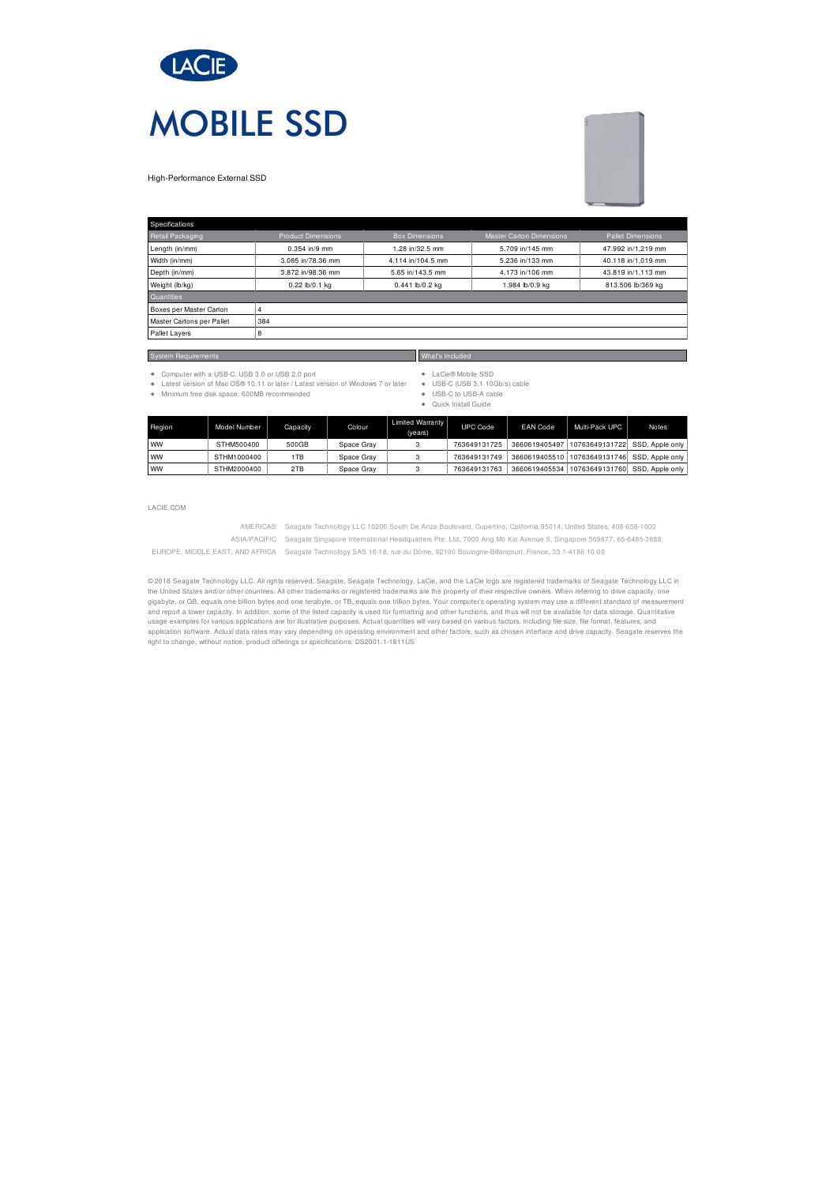LACIE

# MOBILE SSD

High-Performance External SSD

| Specifications | | | | |
|---|---|---|---|---|
| Retail Packaging | Product Dimensions | Box Dimensions | Master Carton Dimensions | Pallet Dimensions |
| Length (in/mm) | 0.354 in/9 mm | 1.28 in/32.5 mm | 5.709 in/145 mm | 47.992 in/1,219 mm |
| Width (in/mm) | 3.085 in/78.36 mm | 4.114 in/104.5 mm | 5.236 in/133 mm | 40.118 in/1,019 mm |
| Depth (in/mm) | 3.872 in/98.36 mm | 5.65 in/143.5 mm | 4.173 in/106 mm | 43.819 in/1,113 mm |
| Weight (lb/kg) | 0.22 lb/0.1 kg | 0.441 lb/0.2 kg | 1.984 lb/0.9 kg | 813.506 lb/369 kg |
| Quantities | | | | |
| Boxes per Master Carton | 4 | | | |
| Master Cartons per Pallet | 384 | | | |
| Pallet Layers | 8 | | | |

## System Requirements

- Computer with a USB-C, USB 3.0 or USB 2.0 port
- Latest version of Mac OS® 10.11 or later / Latest version of Windows 7 or later
- Minimum free disk space: 600MB recommended

## What's Included

- LaCie® Mobile SSD
- USB-C (USB 3.1 10Gb/s) cable
- USB-C to USB-A cable
- Quick Install Guide

| Region | Model Number | Capacity | Colour | Limited Warranty (years) | UPC Code | EAN Code | Multi-Pack UPC | Notes |
|---|---|---|---|---|---|---|---|---|
| WW | STHM500400 | 500GB | Space Gray | 3 | 763649131725 | 3660619405497 | 10763649131722 | SSD, Apple only |
| WW | STHM1000400 | 1TB | Space Gray | 3 | 763649131749 | 3660619405510 | 10763649131746 | SSD, Apple only |
| WW | STHM2000400 | 2TB | Space Gray | 3 | 763649131763 | 3660619405534 | 10763649131760 | SSD, Apple only |

LACIE.COM

AMERICAS Seagate Technology LLC 10200 South De Anza Boulevard, Cupertino, California 95014, United States, 408-658-1000

ASIA/PACIFIC Seagate Singapore International Headquarters Pte. Ltd. 7000 Ang Mo Kio Avenue 5, Singapore 569877, 65-6485-3888

EUROPE, MIDDLE EAST, AND AFRICA Seagate Technology SAS 16-18, rue du Dôme, 92100 Boulogne-Billancourt, France, 33 1-4186 10 00

© 2018 Seagate Technology LLC. All rights reserved. Seagate, Seagate Technology, LaCie, and the LaCie logo are registered trademarks of Seagate Technology LLC in the United States and/or other countries. All other trademarks or registered trademarks are the property of their respective owners. When referring to drive capacity, one gigabyte, or GB, equals one billion bytes and one terabyte, or TB, equals one trillion bytes. Your computer's operating system may use a different standard of measurement and report a lower capacity. In addition, some of the listed capacity is used for formatting and other functions, and thus will not be available for data storage. Quantitative usage examples for various applications are for illustrative purposes. Actual quantities will vary based on various factors, including file size, file format, features, and application software. Actual data rates may vary depending on operating environment and other factors, such as chosen interface and drive capacity. Seagate reserves the right to change, without notice, product offerings or specifications. DS2001.1-1811US